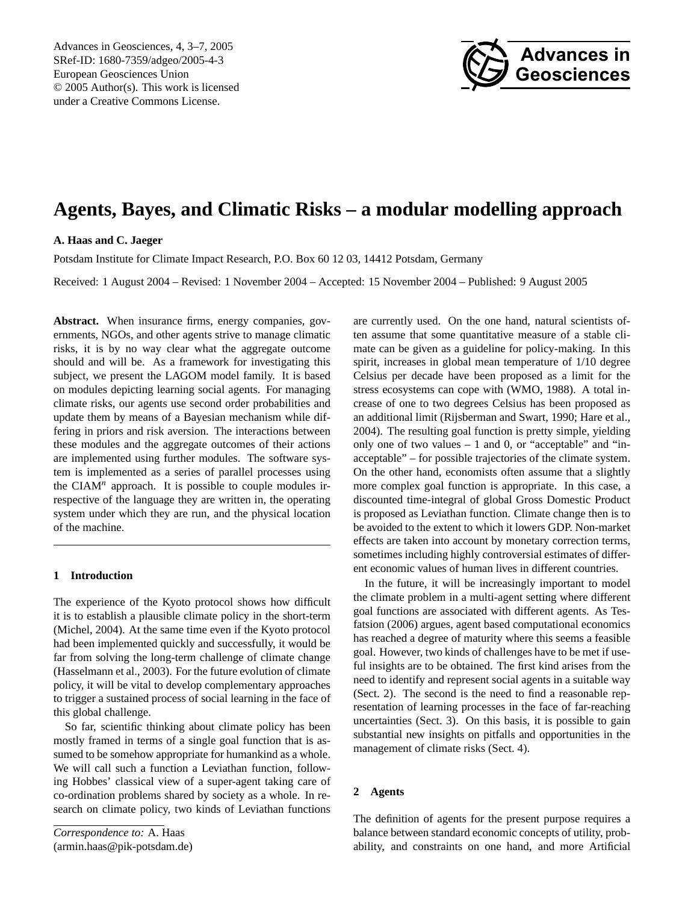# Agents, Bayes, and Climatic Risks – a modular modelling approach

**A. Haas and C. Jaeger**

Potsdam Institute for Climate Impact Research, P.O. Box 60 12 03, 14412 Potsdam, Germany

Received: 1 August 2004 – Revised: 1 November 2004 – Accepted: 15 November 2004 – Published: 9 August 2005

**Abstract.** When insurance firms, energy companies, governments, NGOs, and other agents strive to manage climatic risks, it is by no way clear what the aggregate outcome should and will be. As a framework for investigating this subject, we present the LAGOM model family. It is based on modules depicting learning social agents. For managing climate risks, our agents use second order probabilities and update them by means of a Bayesian mechanism while differing in priors and risk aversion. The interactions between these modules and the aggregate outcomes of their actions are implemented using further modules. The software system is implemented as a series of parallel processes using the CIAM$^n$ approach. It is possible to couple modules irrespective of the language they are written in, the operating system under which they are run, and the physical location of the machine.

## 1 Introduction

The experience of the Kyoto protocol shows how difficult it is to establish a plausible climate policy in the short-term (Michel, 2004). At the same time even if the Kyoto protocol had been implemented quickly and successfully, it would be far from solving the long-term challenge of climate change (Hasselmann et al., 2003). For the future evolution of climate policy, it will be vital to develop complementary approaches to trigger a sustained process of social learning in the face of this global challenge.

So far, scientific thinking about climate policy has been mostly framed in terms of a single goal function that is assumed to be somehow appropriate for humankind as a whole. We will call such a function a Leviathan function, following Hobbes' classical view of a super-agent taking care of co-ordination problems shared by society as a whole. In research on climate policy, two kinds of Leviathan functions are currently used. On the one hand, natural scientists often assume that some quantitative measure of a stable climate can be given as a guideline for policy-making. In this spirit, increases in global mean temperature of 1/10 degree Celsius per decade have been proposed as a limit for the stress ecosystems can cope with (WMO, 1988). A total increase of one to two degrees Celsius has been proposed as an additional limit (Rijsberman and Swart, 1990; Hare et al., 2004). The resulting goal function is pretty simple, yielding only one of two values – 1 and 0, or "acceptable" and "inacceptable" – for possible trajectories of the climate system. On the other hand, economists often assume that a slightly more complex goal function is appropriate. In this case, a discounted time-integral of global Gross Domestic Product is proposed as Leviathan function. Climate change then is to be avoided to the extent to which it lowers GDP. Non-market effects are taken into account by monetary correction terms, sometimes including highly controversial estimates of different economic values of human lives in different countries.

In the future, it will be increasingly important to model the climate problem in a multi-agent setting where different goal functions are associated with different agents. As Tesfatsion (2006) argues, agent based computational economics has reached a degree of maturity where this seems a feasible goal. However, two kinds of challenges have to be met if useful insights are to be obtained. The first kind arises from the need to identify and represent social agents in a suitable way (Sect. 2). The second is the need to find a reasonable representation of learning processes in the face of far-reaching uncertainties (Sect. 3). On this basis, it is possible to gain substantial new insights on pitfalls and opportunities in the management of climate risks (Sect. 4).

## 2 Agents

The definition of agents for the present purpose requires a balance between standard economic concepts of utility, probability, and constraints on one hand, and more Artificial

*Correspondence to:* A. Haas
(armin.haas@pik-potsdam.de)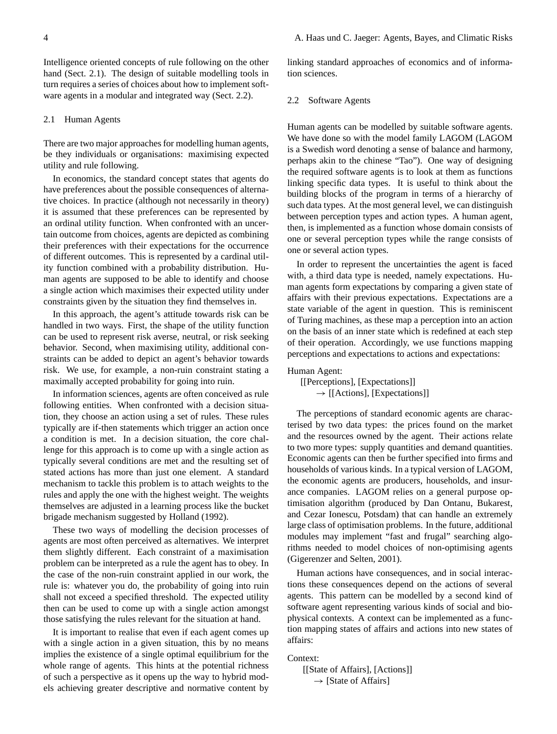Intelligence oriented concepts of rule following on the other hand (Sect. 2.1). The design of suitable modelling tools in turn requires a series of choices about how to implement software agents in a modular and integrated way (Sect. 2.2).

### 2.1 Human Agents

There are two major approaches for modelling human agents, be they individuals or organisations: maximising expected utility and rule following.

In economics, the standard concept states that agents do have preferences about the possible consequences of alternative choices. In practice (although not necessarily in theory) it is assumed that these preferences can be represented by an ordinal utility function. When confronted with an uncertain outcome from choices, agents are depicted as combining their preferences with their expectations for the occurrence of different outcomes. This is represented by a cardinal utility function combined with a probability distribution. Human agents are supposed to be able to identify and choose a single action which maximises their expected utility under constraints given by the situation they find themselves in.

In this approach, the agent's attitude towards risk can be handled in two ways. First, the shape of the utility function can be used to represent risk averse, neutral, or risk seeking behavior. Second, when maximising utility, additional constraints can be added to depict an agent's behavior towards risk. We use, for example, a non-ruin constraint stating a maximally accepted probability for going into ruin.

In information sciences, agents are often conceived as rule following entities. When confronted with a decision situation, they choose an action using a set of rules. These rules typically are if-then statements which trigger an action once a condition is met. In a decision situation, the core challenge for this approach is to come up with a single action as typically several conditions are met and the resulting set of stated actions has more than just one element. A standard mechanism to tackle this problem is to attach weights to the rules and apply the one with the highest weight. The weights themselves are adjusted in a learning process like the bucket brigade mechanism suggested by Holland (1992).

These two ways of modelling the decision processes of agents are most often perceived as alternatives. We interpret them slightly different. Each constraint of a maximisation problem can be interpreted as a rule the agent has to obey. In the case of the non-ruin constraint applied in our work, the rule is: whatever you do, the probability of going into ruin shall not exceed a specified threshold. The expected utility then can be used to come up with a single action amongst those satisfying the rules relevant for the situation at hand.

It is important to realise that even if each agent comes up with a single action in a given situation, this by no means implies the existence of a single optimal equilibrium for the whole range of agents. This hints at the potential richness of such a perspective as it opens up the way to hybrid models achieving greater descriptive and normative content by linking standard approaches of economics and of information sciences.

### 2.2 Software Agents

Human agents can be modelled by suitable software agents. We have done so with the model family LAGOM (LAGOM is a Swedish word denoting a sense of balance and harmony, perhaps akin to the chinese "Tao"). One way of designing the required software agents is to look at them as functions linking specific data types. It is useful to think about the building blocks of the program in terms of a hierarchy of such data types. At the most general level, we can distinguish between perception types and action types. A human agent, then, is implemented as a function whose domain consists of one or several perception types while the range consists of one or several action types.

In order to represent the uncertainties the agent is faced with, a third data type is needed, namely expectations. Human agents form expectations by comparing a given state of affairs with their previous expectations. Expectations are a state variable of the agent in question. This is reminiscent of Turing machines, as these map a perception into an action on the basis of an inner state which is redefined at each step of their operation. Accordingly, we use functions mapping perceptions and expectations to actions and expectations:

Human Agent:
[[Perceptions], [Expectations]]
→ [[Actions], [Expectations]]

The perceptions of standard economic agents are characterised by two data types: the prices found on the market and the resources owned by the agent. Their actions relate to two more types: supply quantities and demand quantities. Economic agents can then be further specified into firms and households of various kinds. In a typical version of LAGOM, the economic agents are producers, households, and insurance companies. LAGOM relies on a general purpose optimisation algorithm (produced by Dan Ontanu, Bukarest, and Cezar Ionescu, Potsdam) that can handle an extremely large class of optimisation problems. In the future, additional modules may implement "fast and frugal" searching algorithms needed to model choices of non-optimising agents (Gigerenzer and Selten, 2001).

Human actions have consequences, and in social interactions these consequences depend on the actions of several agents. This pattern can be modelled by a second kind of software agent representing various kinds of social and biophysical contexts. A context can be implemented as a function mapping states of affairs and actions into new states of affairs:

Context:
[[State of Affairs], [Actions]]
→ [State of Affairs]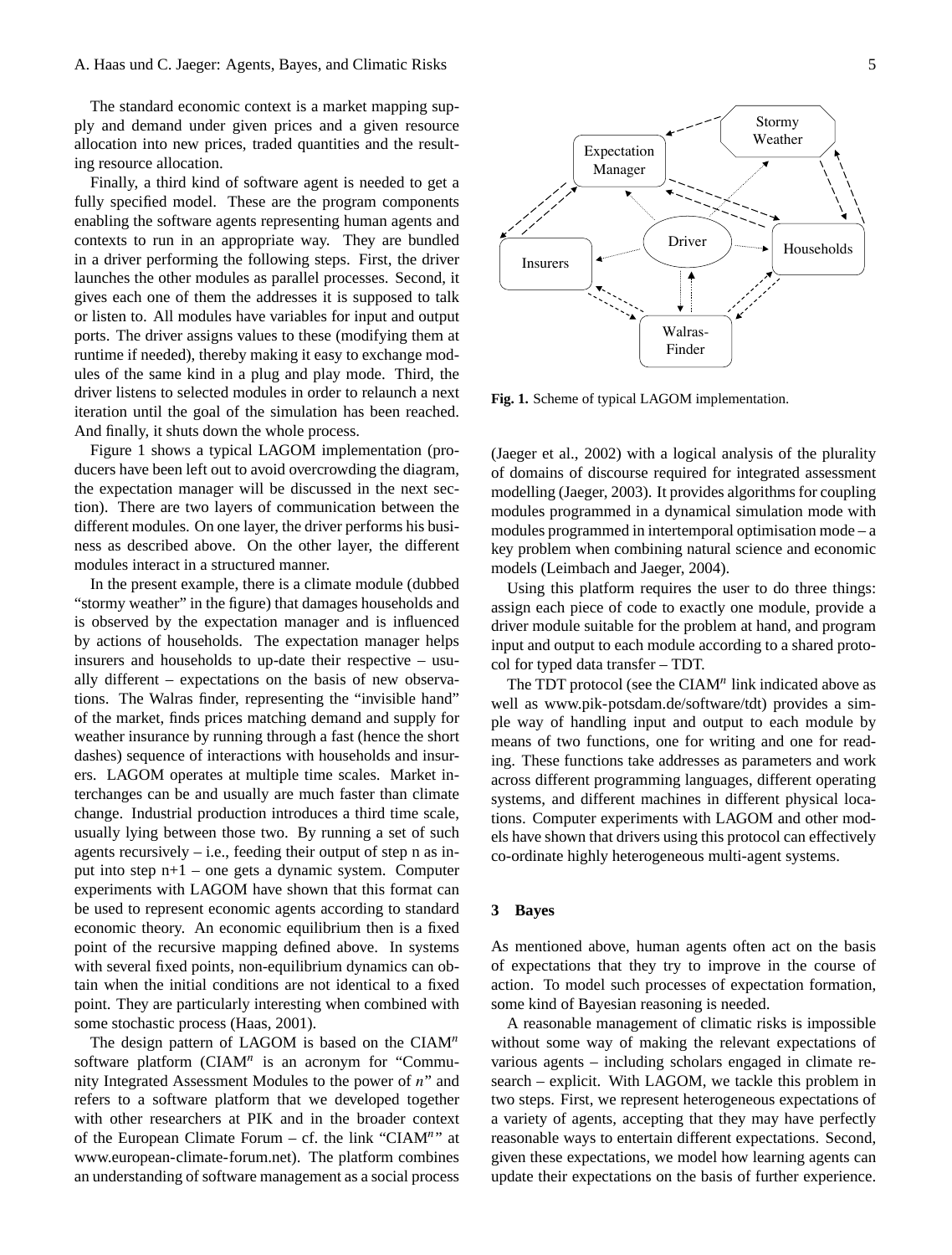The standard economic context is a market mapping supply and demand under given prices and a given resource allocation into new prices, traded quantities and the resulting resource allocation.

Finally, a third kind of software agent is needed to get a fully specified model. These are the program components enabling the software agents representing human agents and contexts to run in an appropriate way. They are bundled in a driver performing the following steps. First, the driver launches the other modules as parallel processes. Second, it gives each one of them the addresses it is supposed to talk or listen to. All modules have variables for input and output ports. The driver assigns values to these (modifying them at runtime if needed), thereby making it easy to exchange modules of the same kind in a plug and play mode. Third, the driver listens to selected modules in order to relaunch a next iteration until the goal of the simulation has been reached. And finally, it shuts down the whole process.

Figure 1 shows a typical LAGOM implementation (producers have been left out to avoid overcrowding the diagram, the expectation manager will be discussed in the next section). There are two layers of communication between the different modules. On one layer, the driver performs his business as described above. On the other layer, the different modules interact in a structured manner.

In the present example, there is a climate module (dubbed "stormy weather" in the figure) that damages households and is observed by the expectation manager and is influenced by actions of households. The expectation manager helps insurers and households to up-date their respective – usually different – expectations on the basis of new observations. The Walras finder, representing the "invisible hand" of the market, finds prices matching demand and supply for weather insurance by running through a fast (hence the short dashes) sequence of interactions with households and insurers. LAGOM operates at multiple time scales. Market interchanges can be and usually are much faster than climate change. Industrial production introduces a third time scale, usually lying between those two. By running a set of such agents recursively – i.e., feeding their output of step n as input into step n+1 – one gets a dynamic system. Computer experiments with LAGOM have shown that this format can be used to represent economic agents according to standard economic theory. An economic equilibrium then is a fixed point of the recursive mapping defined above. In systems with several fixed points, non-equilibrium dynamics can obtain when the initial conditions are not identical to a fixed point. They are particularly interesting when combined with some stochastic process (Haas, 2001).

The design pattern of LAGOM is based on the CIAM$^n$ software platform (CIAM$^n$ is an acronym for "Community Integrated Assessment Modules to the power of $n$" and refers to a software platform that we developed together with other researchers at PIK and in the broader context of the European Climate Forum – cf. the link "CIAM$^n$" at www.european-climate-forum.net). The platform combines an understanding of software management as a social process (Jaeger et al., 2002) with a logical analysis of the plurality of domains of discourse required for integrated assessment modelling (Jaeger, 2003). It provides algorithms for coupling modules programmed in a dynamical simulation mode with modules programmed in intertemporal optimisation mode – a key problem when combining natural science and economic models (Leimbach and Jaeger, 2004).

Fig. 1. Scheme of typical LAGOM implementation.

Using this platform requires the user to do three things: assign each piece of code to exactly one module, provide a driver module suitable for the problem at hand, and program input and output to each module according to a shared protocol for typed data transfer – TDT.

The TDT protocol (see the CIAM$^n$ link indicated above as well as www.pik-potsdam.de/software/tdt) provides a simple way of handling input and output to each module by means of two functions, one for writing and one for reading. These functions take addresses as parameters and work across different programming languages, different operating systems, and different machines in different physical locations. Computer experiments with LAGOM and other models have shown that drivers using this protocol can effectively co-ordinate highly heterogeneous multi-agent systems.

## 3 Bayes

As mentioned above, human agents often act on the basis of expectations that they try to improve in the course of action. To model such processes of expectation formation, some kind of Bayesian reasoning is needed.

A reasonable management of climatic risks is impossible without some way of making the relevant expectations of various agents – including scholars engaged in climate research – explicit. With LAGOM, we tackle this problem in two steps. First, we represent heterogeneous expectations of a variety of agents, accepting that they may have perfectly reasonable ways to entertain different expectations. Second, given these expectations, we model how learning agents can update their expectations on the basis of further experience.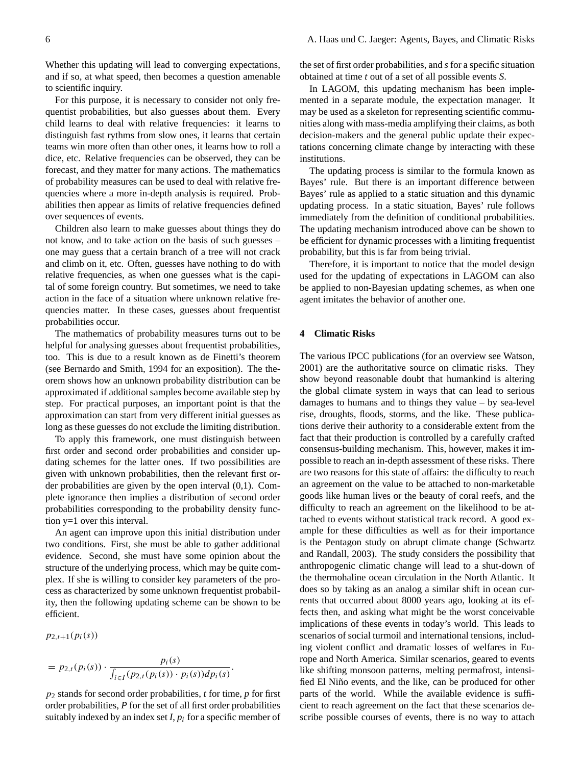Whether this updating will lead to converging expectations, and if so, at what speed, then becomes a question amenable to scientific inquiry.

For this purpose, it is necessary to consider not only frequentist probabilities, but also guesses about them. Every child learns to deal with relative frequencies: it learns to distinguish fast rythms from slow ones, it learns that certain teams win more often than other ones, it learns how to roll a dice, etc. Relative frequencies can be observed, they can be forecast, and they matter for many actions. The mathematics of probability measures can be used to deal with relative frequencies where a more in-depth analysis is required. Probabilities then appear as limits of relative frequencies defined over sequences of events.

Children also learn to make guesses about things they do not know, and to take action on the basis of such guesses – one may guess that a certain branch of a tree will not crack and climb on it, etc. Often, guesses have nothing to do with relative frequencies, as when one guesses what is the capital of some foreign country. But sometimes, we need to take action in the face of a situation where unknown relative frequencies matter. In these cases, guesses about frequentist probabilities occur.

The mathematics of probability measures turns out to be helpful for analysing guesses about frequentist probabilities, too. This is due to a result known as de Finetti's theorem (see Bernardo and Smith, 1994 for an exposition). The theorem shows how an unknown probability distribution can be approximated if additional samples become available step by step. For practical purposes, an important point is that the approximation can start from very different initial guesses as long as these guesses do not exclude the limiting distribution.

To apply this framework, one must distinguish between first order and second order probabilities and consider updating schemes for the latter ones. If two possibilities are given with unknown probabilities, then the relevant first order probabilities are given by the open interval (0,1). Complete ignorance then implies a distribution of second order probabilities corresponding to the probability density function y=1 over this interval.

An agent can improve upon this initial distribution under two conditions. First, she must be able to gather additional evidence. Second, she must have some opinion about the structure of the underlying process, which may be quite complex. If she is willing to consider key parameters of the process as characterized by some unknown frequentist probability, then the following updating scheme can be shown to be efficient.

$$p_{2,t+1}(p_i(s))$$

$$= p_{2,t}(p_i(s)) \cdot \frac{p_i(s)}{\int_{i \in I}(p_{2,t}(p_i(s)) \cdot p_i(s))dp_i(s)}.$$

$p_2$ stands for second order probabilities, $t$ for time, $p$ for first order probabilities, $P$ for the set of all first order probabilities suitably indexed by an index set $I$, $p_i$ for a specific member of the set of first order probabilities, and $s$ for a specific situation obtained at time $t$ out of a set of all possible events $S$.

In LAGOM, this updating mechanism has been implemented in a separate module, the expectation manager. It may be used as a skeleton for representing scientific communities along with mass-media amplifying their claims, as both decision-makers and the general public update their expectations concerning climate change by interacting with these institutions.

The updating process is similar to the formula known as Bayes' rule. But there is an important difference between Bayes' rule as applied to a static situation and this dynamic updating process. In a static situation, Bayes' rule follows immediately from the definition of conditional probabilities. The updating mechanism introduced above can be shown to be efficient for dynamic processes with a limiting frequentist probability, but this is far from being trivial.

Therefore, it is important to notice that the model design used for the updating of expectations in LAGOM can also be applied to non-Bayesian updating schemes, as when one agent imitates the behavior of another one.

## 4 Climatic Risks

The various IPCC publications (for an overview see Watson, 2001) are the authoritative source on climatic risks. They show beyond reasonable doubt that humankind is altering the global climate system in ways that can lead to serious damages to humans and to things they value – by sea-level rise, droughts, floods, storms, and the like. These publications derive their authority to a considerable extent from the fact that their production is controlled by a carefully crafted consensus-building mechanism. This, however, makes it impossible to reach an in-depth assessment of these risks. There are two reasons for this state of affairs: the difficulty to reach an agreement on the value to be attached to non-marketable goods like human lives or the beauty of coral reefs, and the difficulty to reach an agreement on the likelihood to be attached to events without statistical track record. A good example for these difficulties as well as for their importance is the Pentagon study on abrupt climate change (Schwartz and Randall, 2003). The study considers the possibility that anthropogenic climatic change will lead to a shut-down of the thermohaline ocean circulation in the North Atlantic. It does so by taking as an analog a similar shift in ocean currents that occurred about 8000 years ago, looking at its effects then, and asking what might be the worst conceivable implications of these events in today's world. This leads to scenarios of social turmoil and international tensions, including violent conflict and dramatic losses of welfares in Europe and North America. Similar scenarios, geared to events like shifting monsoon patterns, melting permafrost, intensified El Niño events, and the like, can be produced for other parts of the world. While the available evidence is sufficient to reach agreement on the fact that these scenarios describe possible courses of events, there is no way to attach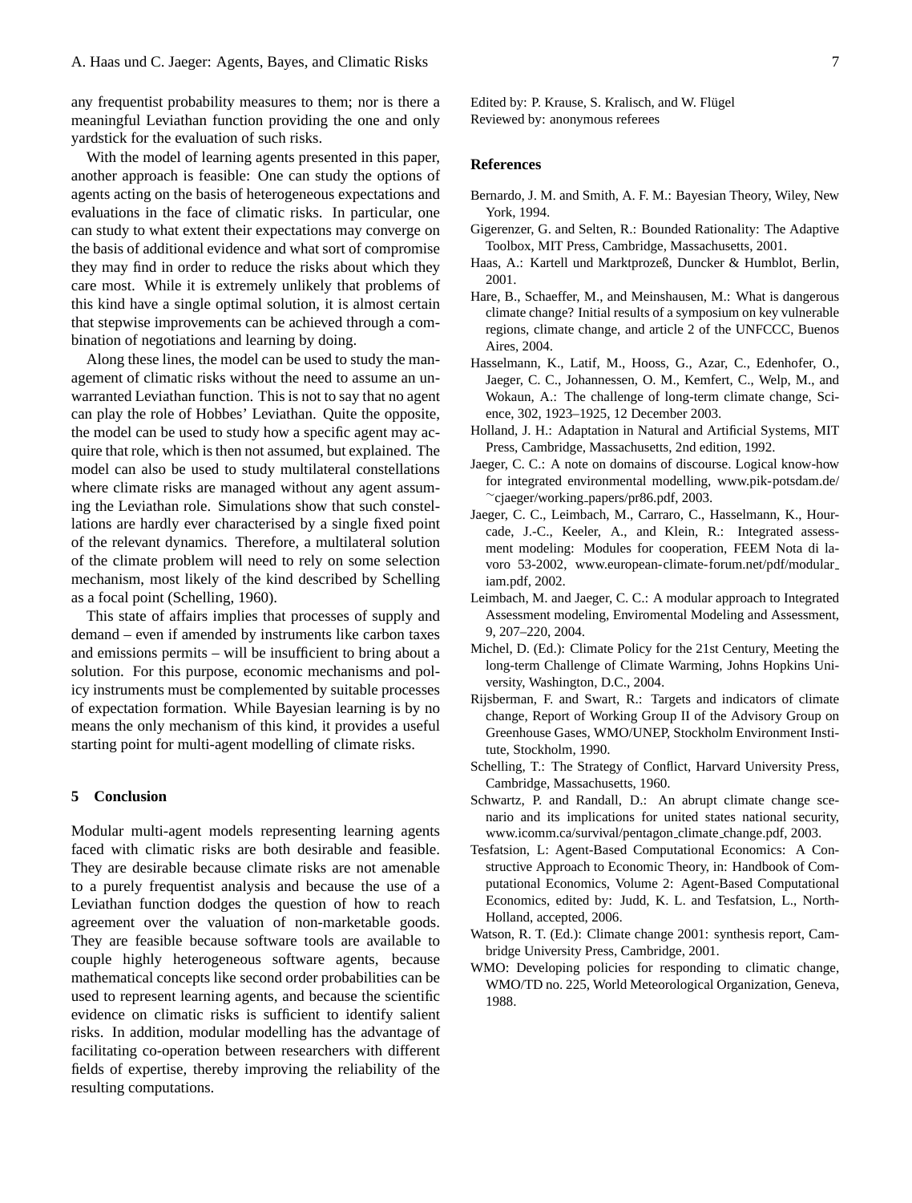any frequentist probability measures to them; nor is there a meaningful Leviathan function providing the one and only yardstick for the evaluation of such risks.

With the model of learning agents presented in this paper, another approach is feasible: One can study the options of agents acting on the basis of heterogeneous expectations and evaluations in the face of climatic risks. In particular, one can study to what extent their expectations may converge on the basis of additional evidence and what sort of compromise they may find in order to reduce the risks about which they care most. While it is extremely unlikely that problems of this kind have a single optimal solution, it is almost certain that stepwise improvements can be achieved through a combination of negotiations and learning by doing.

Along these lines, the model can be used to study the management of climatic risks without the need to assume an unwarranted Leviathan function. This is not to say that no agent can play the role of Hobbes' Leviathan. Quite the opposite, the model can be used to study how a specific agent may acquire that role, which is then not assumed, but explained. The model can also be used to study multilateral constellations where climate risks are managed without any agent assuming the Leviathan role. Simulations show that such constellations are hardly ever characterised by a single fixed point of the relevant dynamics. Therefore, a multilateral solution of the climate problem will need to rely on some selection mechanism, most likely of the kind described by Schelling as a focal point (Schelling, 1960).

This state of affairs implies that processes of supply and demand – even if amended by instruments like carbon taxes and emissions permits – will be insufficient to bring about a solution. For this purpose, economic mechanisms and policy instruments must be complemented by suitable processes of expectation formation. While Bayesian learning is by no means the only mechanism of this kind, it provides a useful starting point for multi-agent modelling of climate risks.

## 5 Conclusion

Modular multi-agent models representing learning agents faced with climatic risks are both desirable and feasible. They are desirable because climate risks are not amenable to a purely frequentist analysis and because the use of a Leviathan function dodges the question of how to reach agreement over the valuation of non-marketable goods. They are feasible because software tools are available to couple highly heterogeneous software agents, because mathematical concepts like second order probabilities can be used to represent learning agents, and because the scientific evidence on climatic risks is sufficient to identify salient risks. In addition, modular modelling has the advantage of facilitating co-operation between researchers with different fields of expertise, thereby improving the reliability of the resulting computations.

Edited by: P. Krause, S. Kralisch, and W. Flügel
Reviewed by: anonymous referees

## References

Bernardo, J. M. and Smith, A. F. M.: Bayesian Theory, Wiley, New York, 1994.

Gigerenzer, G. and Selten, R.: Bounded Rationality: The Adaptive Toolbox, MIT Press, Cambridge, Massachusetts, 2001.

Haas, A.: Kartell und Marktprozeß, Duncker & Humblot, Berlin, 2001.

Hare, B., Schaeffer, M., and Meinshausen, M.: What is dangerous climate change? Initial results of a symposium on key vulnerable regions, climate change, and article 2 of the UNFCCC, Buenos Aires, 2004.

Hasselmann, K., Latif, M., Hooss, G., Azar, C., Edenhofer, O., Jaeger, C. C., Johannessen, O. M., Kemfert, C., Welp, M., and Wokaun, A.: The challenge of long-term climate change, Science, 302, 1923–1925, 12 December 2003.

Holland, J. H.: Adaptation in Natural and Artificial Systems, MIT Press, Cambridge, Massachusetts, 2nd edition, 1992.

Jaeger, C. C.: A note on domains of discourse. Logical know-how for integrated environmental modelling, www.pik-potsdam.de/~cjaeger/working_papers/pr86.pdf, 2003.

Jaeger, C. C., Leimbach, M., Carraro, C., Hasselmann, K., Hourcade, J.-C., Keeler, A., and Klein, R.: Integrated assessment modeling: Modules for cooperation, FEEM Nota di lavoro 53-2002, www.european-climate-forum.net/pdf/modular_iam.pdf, 2002.

Leimbach, M. and Jaeger, C. C.: A modular approach to Integrated Assessment modeling, Enviromental Modeling and Assessment, 9, 207–220, 2004.

Michel, D. (Ed.): Climate Policy for the 21st Century, Meeting the long-term Challenge of Climate Warming, Johns Hopkins University, Washington, D.C., 2004.

Rijsberman, F. and Swart, R.: Targets and indicators of climate change, Report of Working Group II of the Advisory Group on Greenhouse Gases, WMO/UNEP, Stockholm Environment Institute, Stockholm, 1990.

Schelling, T.: The Strategy of Conflict, Harvard University Press, Cambridge, Massachusetts, 1960.

Schwartz, P. and Randall, D.: An abrupt climate change scenario and its implications for united states national security, www.icomm.ca/survival/pentagon_climate_change.pdf, 2003.

Tesfatsion, L: Agent-Based Computational Economics: A Constructive Approach to Economic Theory, in: Handbook of Computational Economics, Volume 2: Agent-Based Computational Economics, edited by: Judd, K. L. and Tesfatsion, L., North-Holland, accepted, 2006.

Watson, R. T. (Ed.): Climate change 2001: synthesis report, Cambridge University Press, Cambridge, 2001.

WMO: Developing policies for responding to climatic change, WMO/TD no. 225, World Meteorological Organization, Geneva, 1988.